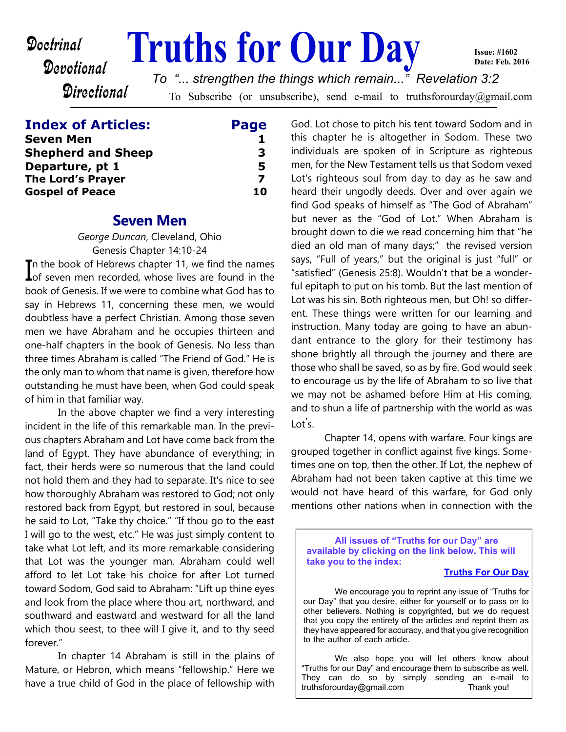Doctrinal
Devotional
Directional

# Truths for Our Day

**Issue: #1602**
**Date: Feb. 2016**

*To "... strengthen the things which remain..." Revelation 3:2*

To Subscribe (or unsubscribe), send e-mail to truthsforourday@gmail.com

## Index of Articles:

| Article | Page |
|---|---|
| **Seven Men** | **1** |
| **Shepherd and Sheep** | **3** |
| **Departure, pt 1** | **5** |
| **The Lord's Prayer** | **7** |
| **Gospel of Peace** | **10** |

## Seven Men

*George Duncan*, Cleveland, Ohio
Genesis Chapter 14:10-24

In the book of Hebrews chapter 11, we find the names of seven men recorded, whose lives are found in the book of Genesis. If we were to combine what God has to say in Hebrews 11, concerning these men, we would doubtless have a perfect Christian. Among those seven men we have Abraham and he occupies thirteen and one-half chapters in the book of Genesis. No less than three times Abraham is called "The Friend of God." He is the only man to whom that name is given, therefore how outstanding he must have been, when God could speak of him in that familiar way.

In the above chapter we find a very interesting incident in the life of this remarkable man. In the previous chapters Abraham and Lot have come back from the land of Egypt. They have abundance of everything; in fact, their herds were so numerous that the land could not hold them and they had to separate. It's nice to see how thoroughly Abraham was restored to God; not only restored back from Egypt, but restored in soul, because he said to Lot, "Take thy choice." "If thou go to the east I will go to the west, etc." He was just simply content to take what Lot left, and its more remarkable considering that Lot was the younger man. Abraham could well afford to let Lot take his choice for after Lot turned toward Sodom, God said to Abraham: "Lift up thine eyes and look from the place where thou art, northward, and southward and eastward and westward for all the land which thou seest, to thee will I give it, and to thy seed forever."

In chapter 14 Abraham is still in the plains of Mature, or Hebron, which means "fellowship." Here we have a true child of God in the place of fellowship with God. Lot chose to pitch his tent toward Sodom and in this chapter he is altogether in Sodom. These two individuals are spoken of in Scripture as righteous men, for the New Testament tells us that Sodom vexed Lot's righteous soul from day to day as he saw and heard their ungodly deeds. Over and over again we find God speaks of himself as "The God of Abraham" but never as the "God of Lot." When Abraham is brought down to die we read concerning him that "he died an old man of many days;" the revised version says, "Full of years," but the original is just "full" or "satisfied" (Genesis 25:8). Wouldn't that be a wonderful epitaph to put on his tomb. But the last mention of Lot was his sin. Both righteous men, but Oh! so different. These things were written for our learning and instruction. Many today are going to have an abundant entrance to the glory for their testimony has shone brightly all through the journey and there are those who shall be saved, so as by fire. God would seek to encourage us by the life of Abraham to so live that we may not be ashamed before Him at His coming, and to shun a life of partnership with the world as was Lot's.

Chapter 14, opens with warfare. Four kings are grouped together in conflict against five kings. Sometimes one on top, then the other. If Lot, the nephew of Abraham had not been taken captive at this time we would not have heard of this warfare, for God only mentions other nations when in connection with the

---

**All issues of "Truths for our Day" are available by clicking on the link below. This will take you to the index:**

**Truths For Our Day**

We encourage you to reprint any issue of "Truths for our Day" that you desire, either for yourself or to pass on to other believers. Nothing is copyrighted, but we do request that you copy the entirety of the articles and reprint them as they have appeared for accuracy, and that you give recognition to the author of each article.

We also hope you will let others know about "Truths for our Day" and encourage them to subscribe as well. They can do so by simply sending an e-mail to truthsforourday@gmail.com Thank you!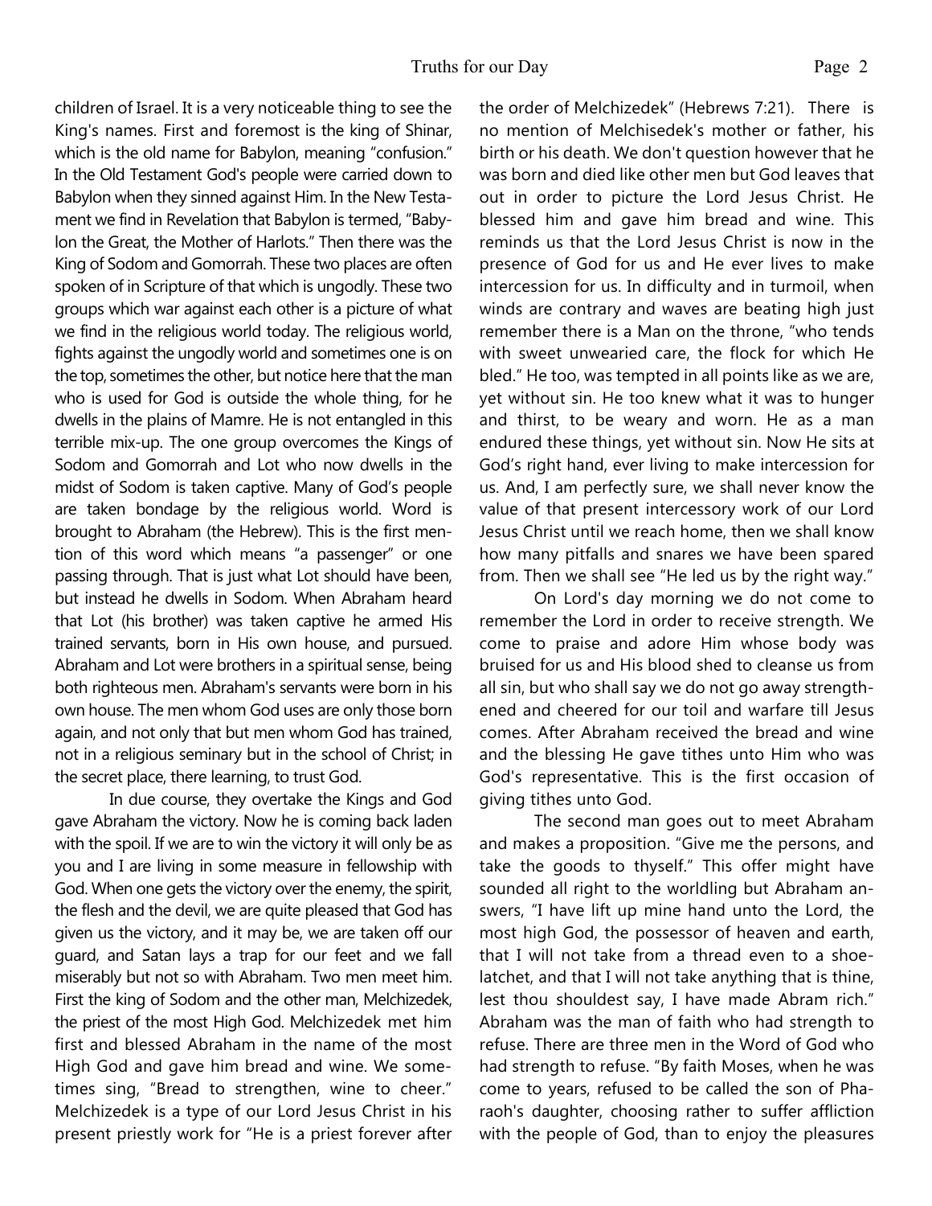children of Israel. It is a very noticeable thing to see the King's names. First and foremost is the king of Shinar, which is the old name for Babylon, meaning "confusion." In the Old Testament God's people were carried down to Babylon when they sinned against Him. In the New Testament we find in Revelation that Babylon is termed, "Babylon the Great, the Mother of Harlots." Then there was the King of Sodom and Gomorrah. These two places are often spoken of in Scripture of that which is ungodly. These two groups which war against each other is a picture of what we find in the religious world today. The religious world, fights against the ungodly world and sometimes one is on the top, sometimes the other, but notice here that the man who is used for God is outside the whole thing, for he dwells in the plains of Mamre. He is not entangled in this terrible mix-up. The one group overcomes the Kings of Sodom and Gomorrah and Lot who now dwells in the midst of Sodom is taken captive. Many of God's people are taken bondage by the religious world. Word is brought to Abraham (the Hebrew). This is the first mention of this word which means "a passenger" or one passing through. That is just what Lot should have been, but instead he dwells in Sodom. When Abraham heard that Lot (his brother) was taken captive he armed His trained servants, born in His own house, and pursued. Abraham and Lot were brothers in a spiritual sense, being both righteous men. Abraham's servants were born in his own house. The men whom God uses are only those born again, and not only that but men whom God has trained, not in a religious seminary but in the school of Christ; in the secret place, there learning, to trust God.

In due course, they overtake the Kings and God gave Abraham the victory. Now he is coming back laden with the spoil. If we are to win the victory it will only be as you and I are living in some measure in fellowship with God. When one gets the victory over the enemy, the spirit, the flesh and the devil, we are quite pleased that God has given us the victory, and it may be, we are taken off our guard, and Satan lays a trap for our feet and we fall miserably but not so with Abraham. Two men meet him. First the king of Sodom and the other man, Melchizedek, the priest of the most High God. Melchizedek met him first and blessed Abraham in the name of the most High God and gave him bread and wine. We sometimes sing, "Bread to strengthen, wine to cheer." Melchizedek is a type of our Lord Jesus Christ in his present priestly work for "He is a priest forever after the order of Melchizedek" (Hebrews 7:21). There is no mention of Melchisedek's mother or father, his birth or his death. We don't question however that he was born and died like other men but God leaves that out in order to picture the Lord Jesus Christ. He blessed him and gave him bread and wine. This reminds us that the Lord Jesus Christ is now in the presence of God for us and He ever lives to make intercession for us. In difficulty and in turmoil, when winds are contrary and waves are beating high just remember there is a Man on the throne, "who tends with sweet unwearied care, the flock for which He bled." He too, was tempted in all points like as we are, yet without sin. He too knew what it was to hunger and thirst, to be weary and worn. He as a man endured these things, yet without sin. Now He sits at God's right hand, ever living to make intercession for us. And, I am perfectly sure, we shall never know the value of that present intercessory work of our Lord Jesus Christ until we reach home, then we shall know how many pitfalls and snares we have been spared from. Then we shall see "He led us by the right way."

On Lord's day morning we do not come to remember the Lord in order to receive strength. We come to praise and adore Him whose body was bruised for us and His blood shed to cleanse us from all sin, but who shall say we do not go away strengthened and cheered for our toil and warfare till Jesus comes. After Abraham received the bread and wine and the blessing He gave tithes unto Him who was God's representative. This is the first occasion of giving tithes unto God.

The second man goes out to meet Abraham and makes a proposition. "Give me the persons, and take the goods to thyself." This offer might have sounded all right to the worldling but Abraham answers, "I have lift up mine hand unto the Lord, the most high God, the possessor of heaven and earth, that I will not take from a thread even to a shoelatchet, and that I will not take anything that is thine, lest thou shouldest say, I have made Abram rich." Abraham was the man of faith who had strength to refuse. There are three men in the Word of God who had strength to refuse. "By faith Moses, when he was come to years, refused to be called the son of Pharaoh's daughter, choosing rather to suffer affliction with the people of God, than to enjoy the pleasures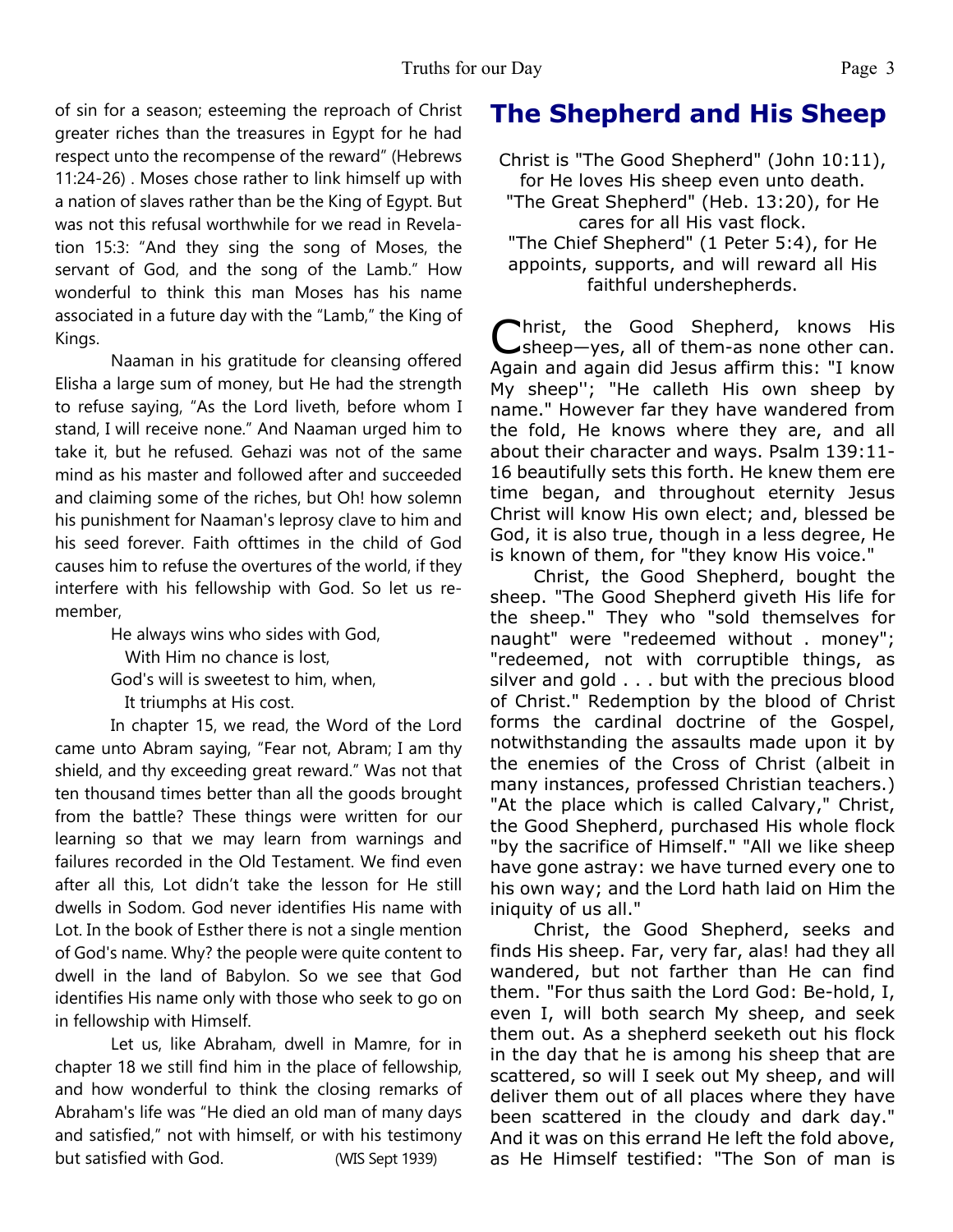of sin for a season; esteeming the reproach of Christ greater riches than the treasures in Egypt for he had respect unto the recompense of the reward" (Hebrews 11:24-26) . Moses chose rather to link himself up with a nation of slaves rather than be the King of Egypt. But was not this refusal worthwhile for we read in Revelation 15:3: "And they sing the song of Moses, the servant of God, and the song of the Lamb." How wonderful to think this man Moses has his name associated in a future day with the "Lamb," the King of Kings.

Naaman in his gratitude for cleansing offered Elisha a large sum of money, but He had the strength to refuse saying, "As the Lord liveth, before whom I stand, I will receive none." And Naaman urged him to take it, but he refused. Gehazi was not of the same mind as his master and followed after and succeeded and claiming some of the riches, but Oh! how solemn his punishment for Naaman's leprosy clave to him and his seed forever. Faith ofttimes in the child of God causes him to refuse the overtures of the world, if they interfere with his fellowship with God. So let us remember,

> He always wins who sides with God,
> With Him no chance is lost,
> God's will is sweetest to him, when,
> It triumphs at His cost.

In chapter 15, we read, the Word of the Lord came unto Abram saying, "Fear not, Abram; I am thy shield, and thy exceeding great reward." Was not that ten thousand times better than all the goods brought from the battle? These things were written for our learning so that we may learn from warnings and failures recorded in the Old Testament. We find even after all this, Lot didn't take the lesson for He still dwells in Sodom. God never identifies His name with Lot. In the book of Esther there is not a single mention of God's name. Why? the people were quite content to dwell in the land of Babylon. So we see that God identifies His name only with those who seek to go on in fellowship with Himself.

Let us, like Abraham, dwell in Mamre, for in chapter 18 we still find him in the place of fellowship, and how wonderful to think the closing remarks of Abraham's life was "He died an old man of many days and satisfied," not with himself, or with his testimony but satisfied with God. (WIS Sept 1939)

# The Shepherd and His Sheep

Christ is "The Good Shepherd" (John 10:11), for He loves His sheep even unto death. "The Great Shepherd" (Heb. 13:20), for He cares for all His vast flock. "The Chief Shepherd" (1 Peter 5:4), for He appoints, supports, and will reward all His faithful undershepherds.

Christ, the Good Shepherd, knows His sheep—yes, all of them-as none other can. Again and again did Jesus affirm this: "I know My sheep''; "He calleth His own sheep by name." However far they have wandered from the fold, He knows where they are, and all about their character and ways. Psalm 139:11-16 beautifully sets this forth. He knew them ere time began, and throughout eternity Jesus Christ will know His own elect; and, blessed be God, it is also true, though in a less degree, He is known of them, for "they know His voice."

Christ, the Good Shepherd, bought the sheep. "The Good Shepherd giveth His life for the sheep." They who "sold themselves for naught" were "redeemed without . money"; "redeemed, not with corruptible things, as silver and gold . . . but with the precious blood of Christ." Redemption by the blood of Christ forms the cardinal doctrine of the Gospel, notwithstanding the assaults made upon it by the enemies of the Cross of Christ (albeit in many instances, professed Christian teachers.) "At the place which is called Calvary," Christ, the Good Shepherd, purchased His whole flock "by the sacrifice of Himself." "All we like sheep have gone astray: we have turned every one to his own way; and the Lord hath laid on Him the iniquity of us all."

Christ, the Good Shepherd, seeks and finds His sheep. Far, very far, alas! had they all wandered, but not farther than He can find them. "For thus saith the Lord God: Be-hold, I, even I, will both search My sheep, and seek them out. As a shepherd seeketh out his flock in the day that he is among his sheep that are scattered, so will I seek out My sheep, and will deliver them out of all places where they have been scattered in the cloudy and dark day." And it was on this errand He left the fold above, as He Himself testified: "The Son of man is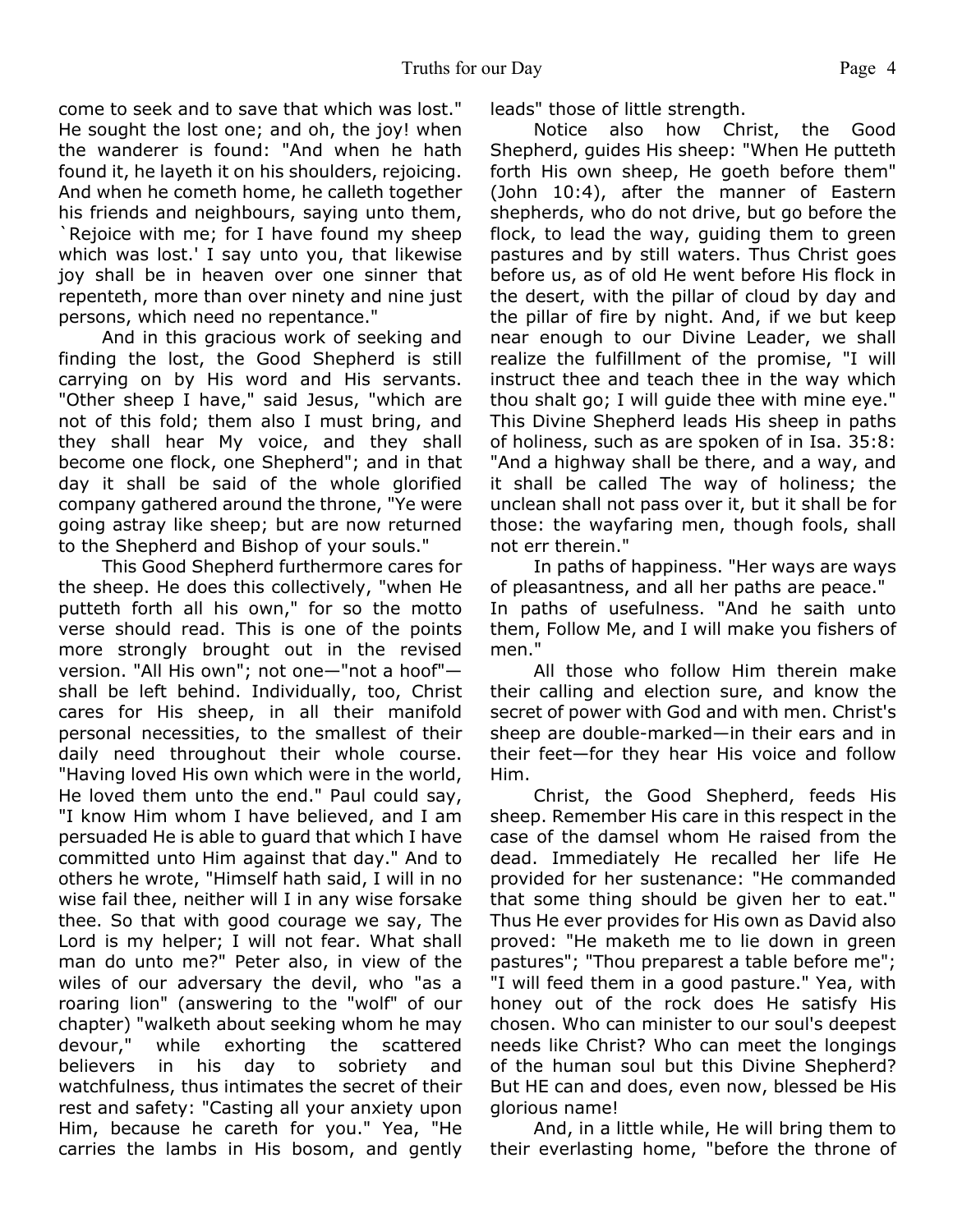come to seek and to save that which was lost." He sought the lost one; and oh, the joy! when the wanderer is found: "And when he hath found it, he layeth it on his shoulders, rejoicing. And when he cometh home, he calleth together his friends and neighbours, saying unto them, `Rejoice with me; for I have found my sheep which was lost.' I say unto you, that likewise joy shall be in heaven over one sinner that repenteth, more than over ninety and nine just persons, which need no repentance."

And in this gracious work of seeking and finding the lost, the Good Shepherd is still carrying on by His word and His servants. "Other sheep I have," said Jesus, "which are not of this fold; them also I must bring, and they shall hear My voice, and they shall become one flock, one Shepherd"; and in that day it shall be said of the whole glorified company gathered around the throne, "Ye were going astray like sheep; but are now returned to the Shepherd and Bishop of your souls."

This Good Shepherd furthermore cares for the sheep. He does this collectively, "when He putteth forth all his own," for so the motto verse should read. This is one of the points more strongly brought out in the revised version. "All His own"; not one—"not a hoof"—shall be left behind. Individually, too, Christ cares for His sheep, in all their manifold personal necessities, to the smallest of their daily need throughout their whole course. "Having loved His own which were in the world, He loved them unto the end." Paul could say, "I know Him whom I have believed, and I am persuaded He is able to guard that which I have committed unto Him against that day." And to others he wrote, "Himself hath said, I will in no wise fail thee, neither will I in any wise forsake thee. So that with good courage we say, The Lord is my helper; I will not fear. What shall man do unto me?" Peter also, in view of the wiles of our adversary the devil, who "as a roaring lion" (answering to the "wolf" of our chapter) "walketh about seeking whom he may devour," while exhorting the scattered believers in his day to sobriety and watchfulness, thus intimates the secret of their rest and safety: "Casting all your anxiety upon Him, because he careth for you." Yea, "He carries the lambs in His bosom, and gently leads" those of little strength.

Notice also how Christ, the Good Shepherd, guides His sheep: "When He putteth forth His own sheep, He goeth before them" (John 10:4), after the manner of Eastern shepherds, who do not drive, but go before the flock, to lead the way, guiding them to green pastures and by still waters. Thus Christ goes before us, as of old He went before His flock in the desert, with the pillar of cloud by day and the pillar of fire by night. And, if we but keep near enough to our Divine Leader, we shall realize the fulfillment of the promise, "I will instruct thee and teach thee in the way which thou shalt go; I will guide thee with mine eye." This Divine Shepherd leads His sheep in paths of holiness, such as are spoken of in Isa. 35:8: "And a highway shall be there, and a way, and it shall be called The way of holiness; the unclean shall not pass over it, but it shall be for those: the wayfaring men, though fools, shall not err therein."

In paths of happiness. "Her ways are ways of pleasantness, and all her paths are peace."
In paths of usefulness. "And he saith unto them, Follow Me, and I will make you fishers of men."

All those who follow Him therein make their calling and election sure, and know the secret of power with God and with men. Christ's sheep are double-marked—in their ears and in their feet—for they hear His voice and follow Him.

Christ, the Good Shepherd, feeds His sheep. Remember His care in this respect in the case of the damsel whom He raised from the dead. Immediately He recalled her life He provided for her sustenance: "He commanded that some thing should be given her to eat." Thus He ever provides for His own as David also proved: "He maketh me to lie down in green pastures"; "Thou preparest a table before me"; "I will feed them in a good pasture." Yea, with honey out of the rock does He satisfy His chosen. Who can minister to our soul's deepest needs like Christ? Who can meet the longings of the human soul but this Divine Shepherd? But HE can and does, even now, blessed be His glorious name!

And, in a little while, He will bring them to their everlasting home, "before the throne of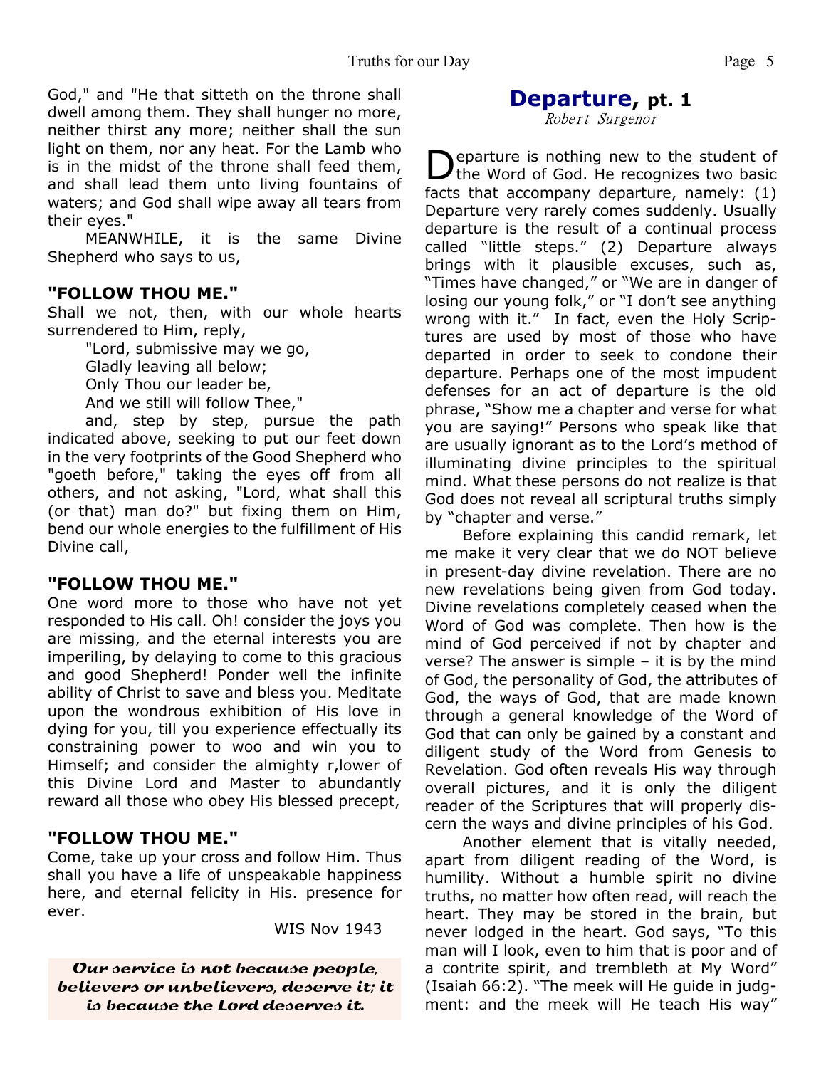God," and "He that sitteth on the throne shall dwell among them. They shall hunger no more, neither thirst any more; neither shall the sun light on them, nor any heat. For the Lamb who is in the midst of the throne shall feed them, and shall lead them unto living fountains of waters; and God shall wipe away all tears from their eyes."

MEANWHILE, it is the same Divine Shepherd who says to us,

### "FOLLOW THOU ME."

Shall we not, then, with our whole hearts surrendered to Him, reply,

"Lord, submissive may we go,
Gladly leaving all below;
Only Thou our leader be,
And we still will follow Thee,"

and, step by step, pursue the path indicated above, seeking to put our feet down in the very footprints of the Good Shepherd who "goeth before," taking the eyes off from all others, and not asking, "Lord, what shall this (or that) man do?" but fixing them on Him, bend our whole energies to the fulfillment of His Divine call,

### "FOLLOW THOU ME."

One word more to those who have not yet responded to His call. Oh! consider the joys you are missing, and the eternal interests you are imperiling, by delaying to come to this gracious and good Shepherd! Ponder well the infinite ability of Christ to save and bless you. Meditate upon the wondrous exhibition of His love in dying for you, till you experience effectually its constraining power to woo and win you to Himself; and consider the almighty r,lower of this Divine Lord and Master to abundantly reward all those who obey His blessed precept,

### "FOLLOW THOU ME."

Come, take up your cross and follow Him. Thus shall you have a life of unspeakable happiness here, and eternal felicity in His. presence for ever.

WIS Nov 1943

***Our service is not because people, believers or unbelievers, deserve it; it is because the Lord deserves it.***

## Departure, pt. 1

*Robert Surgenor*

Departure is nothing new to the student of the Word of God. He recognizes two basic facts that accompany departure, namely: (1) Departure very rarely comes suddenly. Usually departure is the result of a continual process called "little steps." (2) Departure always brings with it plausible excuses, such as, "Times have changed," or "We are in danger of losing our young folk," or "I don't see anything wrong with it." In fact, even the Holy Scriptures are used by most of those who have departed in order to seek to condone their departure. Perhaps one of the most impudent defenses for an act of departure is the old phrase, "Show me a chapter and verse for what you are saying!" Persons who speak like that are usually ignorant as to the Lord's method of illuminating divine principles to the spiritual mind. What these persons do not realize is that God does not reveal all scriptural truths simply by "chapter and verse."

Before explaining this candid remark, let me make it very clear that we do NOT believe in present-day divine revelation. There are no new revelations being given from God today. Divine revelations completely ceased when the Word of God was complete. Then how is the mind of God perceived if not by chapter and verse? The answer is simple – it is by the mind of God, the personality of God, the attributes of God, the ways of God, that are made known through a general knowledge of the Word of God that can only be gained by a constant and diligent study of the Word from Genesis to Revelation. God often reveals His way through overall pictures, and it is only the diligent reader of the Scriptures that will properly discern the ways and divine principles of his God.

Another element that is vitally needed, apart from diligent reading of the Word, is humility. Without a humble spirit no divine truths, no matter how often read, will reach the heart. They may be stored in the brain, but never lodged in the heart. God says, "To this man will I look, even to him that is poor and of a contrite spirit, and trembleth at My Word" (Isaiah 66:2). "The meek will He guide in judgment: and the meek will He teach His way"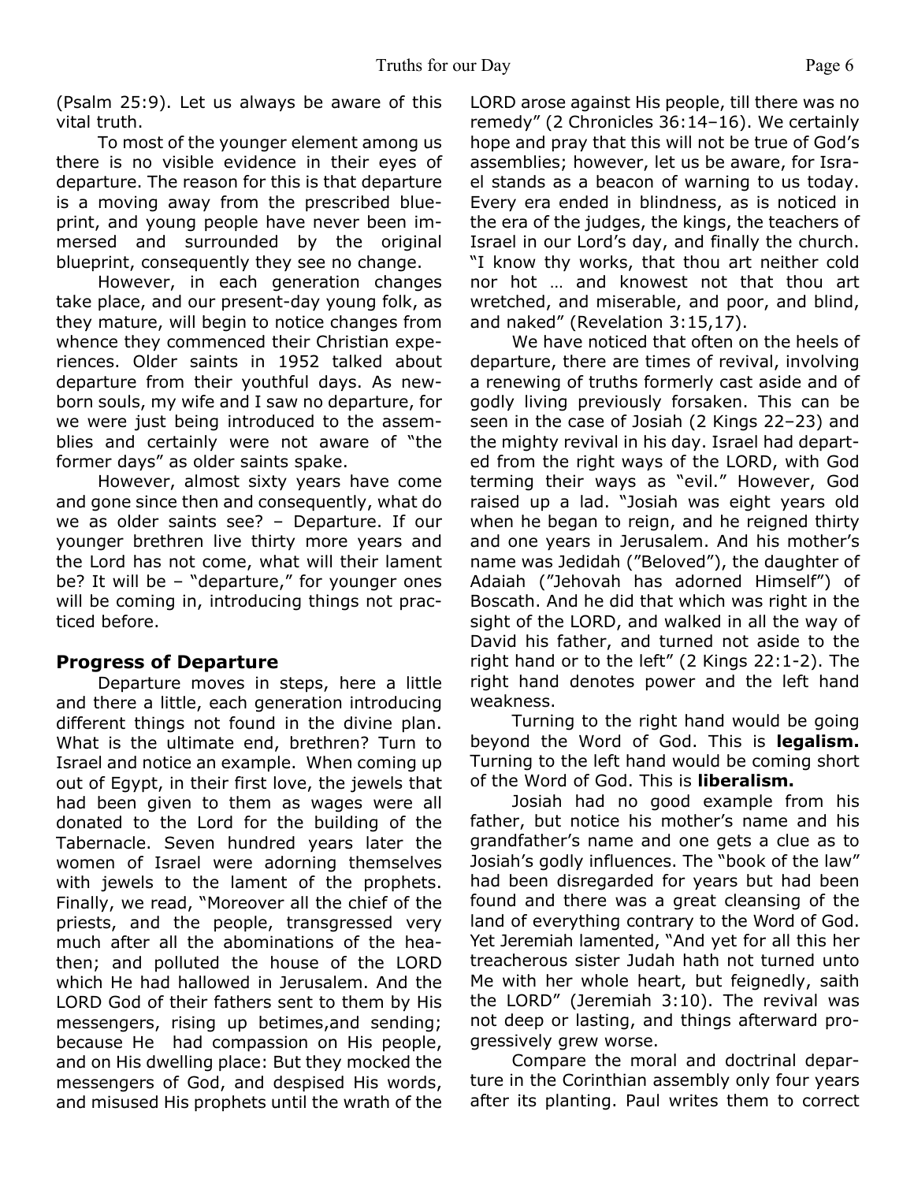(Psalm 25:9). Let us always be aware of this vital truth.

To most of the younger element among us there is no visible evidence in their eyes of departure. The reason for this is that departure is a moving away from the prescribed blueprint, and young people have never been immersed and surrounded by the original blueprint, consequently they see no change.

However, in each generation changes take place, and our present-day young folk, as they mature, will begin to notice changes from whence they commenced their Christian experiences. Older saints in 1952 talked about departure from their youthful days. As newborn souls, my wife and I saw no departure, for we were just being introduced to the assemblies and certainly were not aware of "the former days" as older saints spake.

However, almost sixty years have come and gone since then and consequently, what do we as older saints see? – Departure. If our younger brethren live thirty more years and the Lord has not come, what will their lament be? It will be – "departure," for younger ones will be coming in, introducing things not practiced before.

### Progress of Departure

Departure moves in steps, here a little and there a little, each generation introducing different things not found in the divine plan. What is the ultimate end, brethren? Turn to Israel and notice an example. When coming up out of Egypt, in their first love, the jewels that had been given to them as wages were all donated to the Lord for the building of the Tabernacle. Seven hundred years later the women of Israel were adorning themselves with jewels to the lament of the prophets. Finally, we read, "Moreover all the chief of the priests, and the people, transgressed very much after all the abominations of the heathen; and polluted the house of the LORD which He had hallowed in Jerusalem. And the LORD God of their fathers sent to them by His messengers, rising up betimes,and sending; because He had compassion on His people, and on His dwelling place: But they mocked the messengers of God, and despised His words, and misused His prophets until the wrath of the LORD arose against His people, till there was no remedy" (2 Chronicles 36:14–16). We certainly hope and pray that this will not be true of God's assemblies; however, let us be aware, for Israel stands as a beacon of warning to us today. Every era ended in blindness, as is noticed in the era of the judges, the kings, the teachers of Israel in our Lord's day, and finally the church. "I know thy works, that thou art neither cold nor hot … and knowest not that thou art wretched, and miserable, and poor, and blind, and naked" (Revelation 3:15,17).

We have noticed that often on the heels of departure, there are times of revival, involving a renewing of truths formerly cast aside and of godly living previously forsaken. This can be seen in the case of Josiah (2 Kings 22–23) and the mighty revival in his day. Israel had departed from the right ways of the LORD, with God terming their ways as "evil." However, God raised up a lad. "Josiah was eight years old when he began to reign, and he reigned thirty and one years in Jerusalem. And his mother's name was Jedidah ("Beloved"), the daughter of Adaiah ("Jehovah has adorned Himself") of Boscath. And he did that which was right in the sight of the LORD, and walked in all the way of David his father, and turned not aside to the right hand or to the left" (2 Kings 22:1-2). The right hand denotes power and the left hand weakness.

Turning to the right hand would be going beyond the Word of God. This is **legalism.** Turning to the left hand would be coming short of the Word of God. This is **liberalism.**

Josiah had no good example from his father, but notice his mother's name and his grandfather's name and one gets a clue as to Josiah's godly influences. The "book of the law" had been disregarded for years but had been found and there was a great cleansing of the land of everything contrary to the Word of God. Yet Jeremiah lamented, "And yet for all this her treacherous sister Judah hath not turned unto Me with her whole heart, but feignedly, saith the LORD" (Jeremiah 3:10). The revival was not deep or lasting, and things afterward progressively grew worse.

Compare the moral and doctrinal departure in the Corinthian assembly only four years after its planting. Paul writes them to correct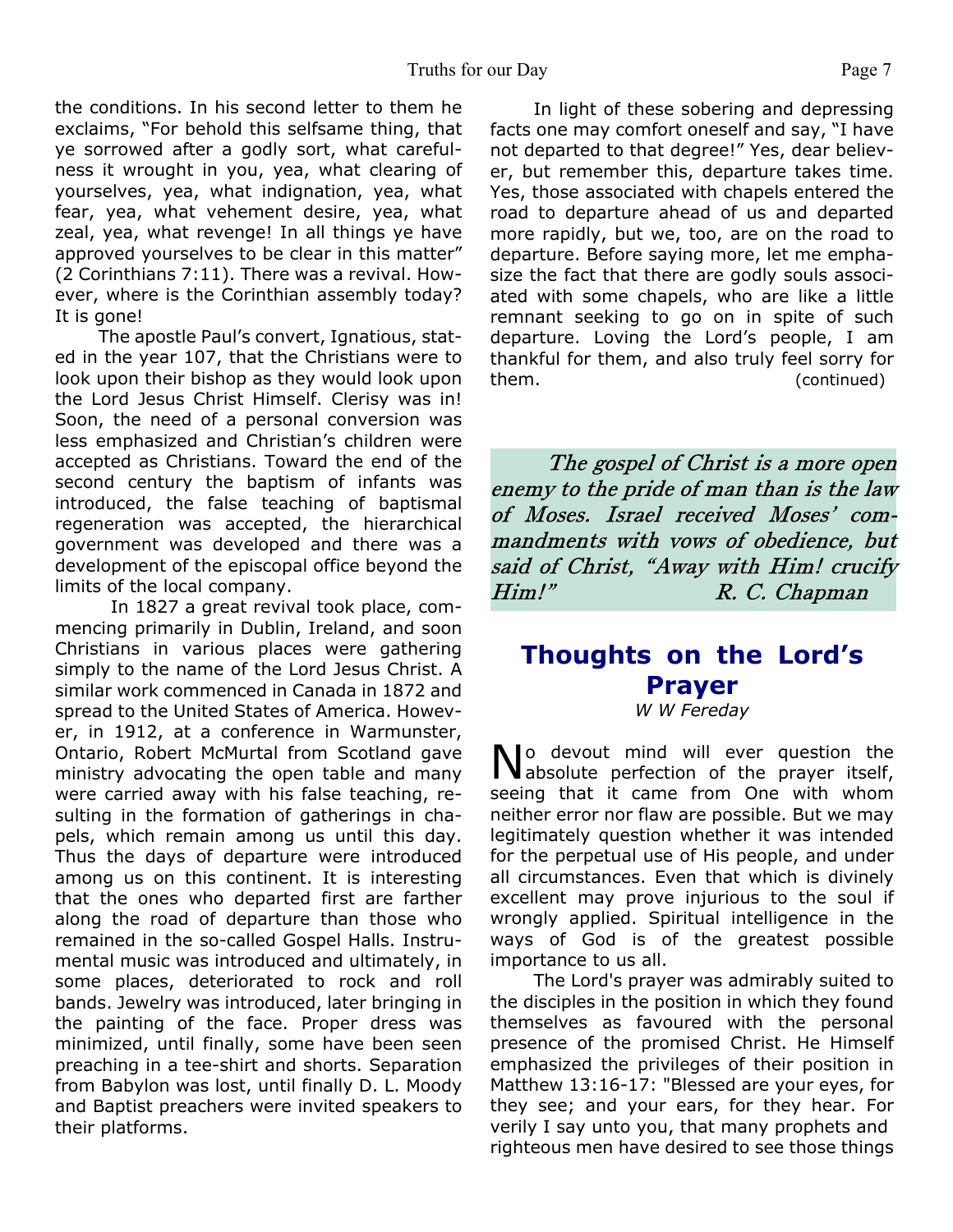the conditions. In his second letter to them he exclaims, "For behold this selfsame thing, that ye sorrowed after a godly sort, what carefulness it wrought in you, yea, what clearing of yourselves, yea, what indignation, yea, what fear, yea, what vehement desire, yea, what zeal, yea, what revenge! In all things ye have approved yourselves to be clear in this matter" (2 Corinthians 7:11). There was a revival. However, where is the Corinthian assembly today? It is gone!

The apostle Paul's convert, Ignatious, stated in the year 107, that the Christians were to look upon their bishop as they would look upon the Lord Jesus Christ Himself. Clerisy was in! Soon, the need of a personal conversion was less emphasized and Christian's children were accepted as Christians. Toward the end of the second century the baptism of infants was introduced, the false teaching of baptismal regeneration was accepted, the hierarchical government was developed and there was a development of the episcopal office beyond the limits of the local company.

In 1827 a great revival took place, commencing primarily in Dublin, Ireland, and soon Christians in various places were gathering simply to the name of the Lord Jesus Christ. A similar work commenced in Canada in 1872 and spread to the United States of America. However, in 1912, at a conference in Warmunster, Ontario, Robert McMurtal from Scotland gave ministry advocating the open table and many were carried away with his false teaching, resulting in the formation of gatherings in chapels, which remain among us until this day. Thus the days of departure were introduced among us on this continent. It is interesting that the ones who departed first are farther along the road of departure than those who remained in the so-called Gospel Halls. Instrumental music was introduced and ultimately, in some places, deteriorated to rock and roll bands. Jewelry was introduced, later bringing in the painting of the face. Proper dress was minimized, until finally, some have been seen preaching in a tee-shirt and shorts. Separation from Babylon was lost, until finally D. L. Moody and Baptist preachers were invited speakers to their platforms.

In light of these sobering and depressing facts one may comfort oneself and say, "I have not departed to that degree!" Yes, dear believer, but remember this, departure takes time. Yes, those associated with chapels entered the road to departure ahead of us and departed more rapidly, but we, too, are on the road to departure. Before saying more, let me emphasize the fact that there are godly souls associated with some chapels, who are like a little remnant seeking to go on in spite of such departure. Loving the Lord's people, I am thankful for them, and also truly feel sorry for them. (continued)

*The gospel of Christ is a more open enemy to the pride of man than is the law of Moses. Israel received Moses' commandments with vows of obedience, but said of Christ, "Away with Him! crucify Him!"* *R. C. Chapman*

## Thoughts on the Lord's Prayer

*W W Fereday*

No devout mind will ever question the absolute perfection of the prayer itself, seeing that it came from One with whom neither error nor flaw are possible. But we may legitimately question whether it was intended for the perpetual use of His people, and under all circumstances. Even that which is divinely excellent may prove injurious to the soul if wrongly applied. Spiritual intelligence in the ways of God is of the greatest possible importance to us all.

The Lord's prayer was admirably suited to the disciples in the position in which they found themselves as favoured with the personal presence of the promised Christ. He Himself emphasized the privileges of their position in Matthew 13:16-17: "Blessed are your eyes, for they see; and your ears, for they hear. For verily I say unto you, that many prophets and righteous men have desired to see those things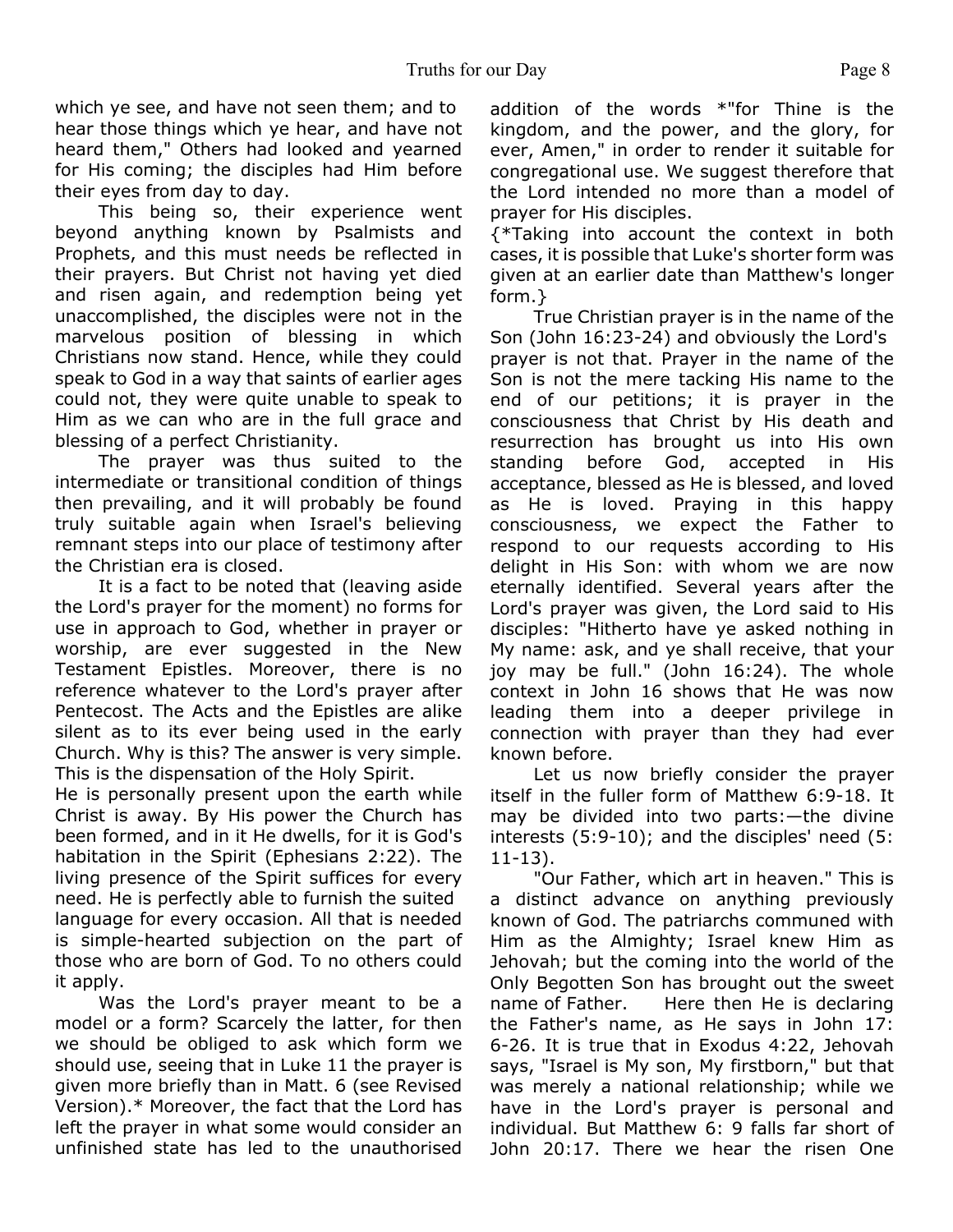which ye see, and have not seen them; and to hear those things which ye hear, and have not heard them," Others had looked and yearned for His coming; the disciples had Him before their eyes from day to day.

This being so, their experience went beyond anything known by Psalmists and Prophets, and this must needs be reflected in their prayers. But Christ not having yet died and risen again, and redemption being yet unaccomplished, the disciples were not in the marvelous position of blessing in which Christians now stand. Hence, while they could speak to God in a way that saints of earlier ages could not, they were quite unable to speak to Him as we can who are in the full grace and blessing of a perfect Christianity.

The prayer was thus suited to the intermediate or transitional condition of things then prevailing, and it will probably be found truly suitable again when Israel's believing remnant steps into our place of testimony after the Christian era is closed.

It is a fact to be noted that (leaving aside the Lord's prayer for the moment) no forms for use in approach to God, whether in prayer or worship, are ever suggested in the New Testament Epistles. Moreover, there is no reference whatever to the Lord's prayer after Pentecost. The Acts and the Epistles are alike silent as to its ever being used in the early Church. Why is this? The answer is very simple. This is the dispensation of the Holy Spirit.
He is personally present upon the earth while Christ is away. By His power the Church has been formed, and in it He dwells, for it is God's habitation in the Spirit (Ephesians 2:22). The living presence of the Spirit suffices for every need. He is perfectly able to furnish the suited language for every occasion. All that is needed is simple-hearted subjection on the part of those who are born of God. To no others could it apply.

Was the Lord's prayer meant to be a model or a form? Scarcely the latter, for then we should be obliged to ask which form we should use, seeing that in Luke 11 the prayer is given more briefly than in Matt. 6 (see Revised Version).* Moreover, the fact that the Lord has left the prayer in what some would consider an unfinished state has led to the unauthorised addition of the words *"for Thine is the kingdom, and the power, and the glory, for ever, Amen," in order to render it suitable for congregational use. We suggest therefore that the Lord intended no more than a model of prayer for His disciples.

{*Taking into account the context in both cases, it is possible that Luke's shorter form was given at an earlier date than Matthew's longer form.}

True Christian prayer is in the name of the Son (John 16:23-24) and obviously the Lord's prayer is not that. Prayer in the name of the Son is not the mere tacking His name to the end of our petitions; it is prayer in the consciousness that Christ by His death and resurrection has brought us into His own standing before God, accepted in His acceptance, blessed as He is blessed, and loved as He is loved. Praying in this happy consciousness, we expect the Father to respond to our requests according to His delight in His Son: with whom we are now eternally identified. Several years after the Lord's prayer was given, the Lord said to His disciples: "Hitherto have ye asked nothing in My name: ask, and ye shall receive, that your joy may be full." (John 16:24). The whole context in John 16 shows that He was now leading them into a deeper privilege in connection with prayer than they had ever known before.

Let us now briefly consider the prayer itself in the fuller form of Matthew 6:9-18. It may be divided into two parts:—the divine interests (5:9-10); and the disciples' need (5: 11-13).

"Our Father, which art in heaven." This is a distinct advance on anything previously known of God. The patriarchs communed with Him as the Almighty; Israel knew Him as Jehovah; but the coming into the world of the Only Begotten Son has brought out the sweet name of Father. Here then He is declaring the Father's name, as He says in John 17: 6-26. It is true that in Exodus 4:22, Jehovah says, "Israel is My son, My firstborn," but that was merely a national relationship; while we have in the Lord's prayer is personal and individual. But Matthew 6: 9 falls far short of John 20:17. There we hear the risen One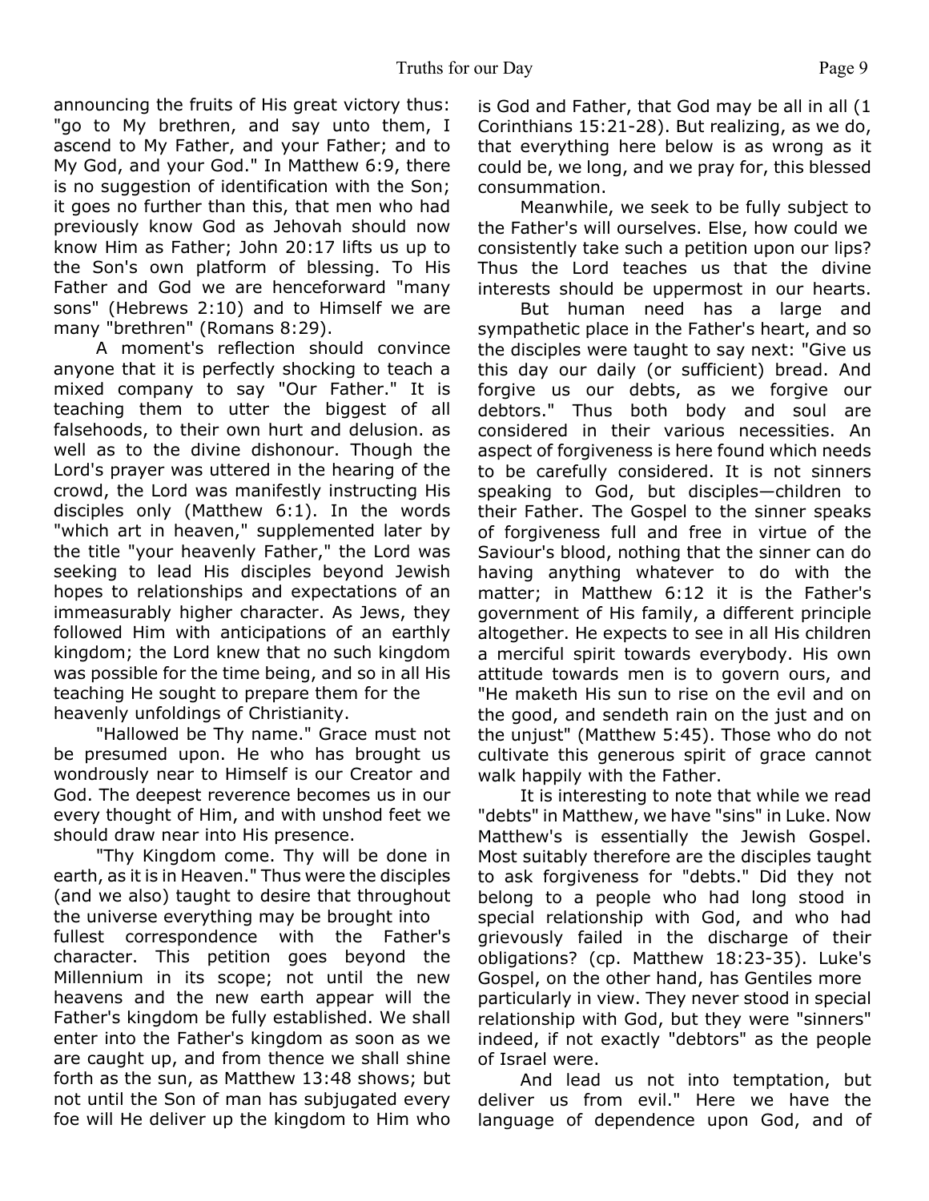announcing the fruits of His great victory thus: "go to My brethren, and say unto them, I ascend to My Father, and your Father; and to My God, and your God." In Matthew 6:9, there is no suggestion of identification with the Son; it goes no further than this, that men who had previously know God as Jehovah should now know Him as Father; John 20:17 lifts us up to the Son's own platform of blessing. To His Father and God we are henceforward "many sons" (Hebrews 2:10) and to Himself we are many "brethren" (Romans 8:29).

A moment's reflection should convince anyone that it is perfectly shocking to teach a mixed company to say "Our Father." It is teaching them to utter the biggest of all falsehoods, to their own hurt and delusion. as well as to the divine dishonour. Though the Lord's prayer was uttered in the hearing of the crowd, the Lord was manifestly instructing His disciples only (Matthew 6:1). In the words "which art in heaven," supplemented later by the title "your heavenly Father," the Lord was seeking to lead His disciples beyond Jewish hopes to relationships and expectations of an immeasurably higher character. As Jews, they followed Him with anticipations of an earthly kingdom; the Lord knew that no such kingdom was possible for the time being, and so in all His teaching He sought to prepare them for the heavenly unfoldings of Christianity.

"Hallowed be Thy name." Grace must not be presumed upon. He who has brought us wondrously near to Himself is our Creator and God. The deepest reverence becomes us in our every thought of Him, and with unshod feet we should draw near into His presence.

"Thy Kingdom come. Thy will be done in earth, as it is in Heaven." Thus were the disciples (and we also) taught to desire that throughout the universe everything may be brought into fullest correspondence with the Father's character. This petition goes beyond the Millennium in its scope; not until the new heavens and the new earth appear will the Father's kingdom be fully established. We shall enter into the Father's kingdom as soon as we are caught up, and from thence we shall shine forth as the sun, as Matthew 13:48 shows; but not until the Son of man has subjugated every foe will He deliver up the kingdom to Him who is God and Father, that God may be all in all (1 Corinthians 15:21-28). But realizing, as we do, that everything here below is as wrong as it could be, we long, and we pray for, this blessed consummation.

Meanwhile, we seek to be fully subject to the Father's will ourselves. Else, how could we consistently take such a petition upon our lips? Thus the Lord teaches us that the divine interests should be uppermost in our hearts.

But human need has a large and sympathetic place in the Father's heart, and so the disciples were taught to say next: "Give us this day our daily (or sufficient) bread. And forgive us our debts, as we forgive our debtors." Thus both body and soul are considered in their various necessities. An aspect of forgiveness is here found which needs to be carefully considered. It is not sinners speaking to God, but disciples—children to their Father. The Gospel to the sinner speaks of forgiveness full and free in virtue of the Saviour's blood, nothing that the sinner can do having anything whatever to do with the matter; in Matthew 6:12 it is the Father's government of His family, a different principle altogether. He expects to see in all His children a merciful spirit towards everybody. His own attitude towards men is to govern ours, and "He maketh His sun to rise on the evil and on the good, and sendeth rain on the just and on the unjust" (Matthew 5:45). Those who do not cultivate this generous spirit of grace cannot walk happily with the Father.

It is interesting to note that while we read "debts" in Matthew, we have "sins" in Luke. Now Matthew's is essentially the Jewish Gospel. Most suitably therefore are the disciples taught to ask forgiveness for "debts." Did they not belong to a people who had long stood in special relationship with God, and who had grievously failed in the discharge of their obligations? (cp. Matthew 18:23-35). Luke's Gospel, on the other hand, has Gentiles more particularly in view. They never stood in special relationship with God, but they were "sinners" indeed, if not exactly "debtors" as the people of Israel were.

And lead us not into temptation, but deliver us from evil." Here we have the language of dependence upon God, and of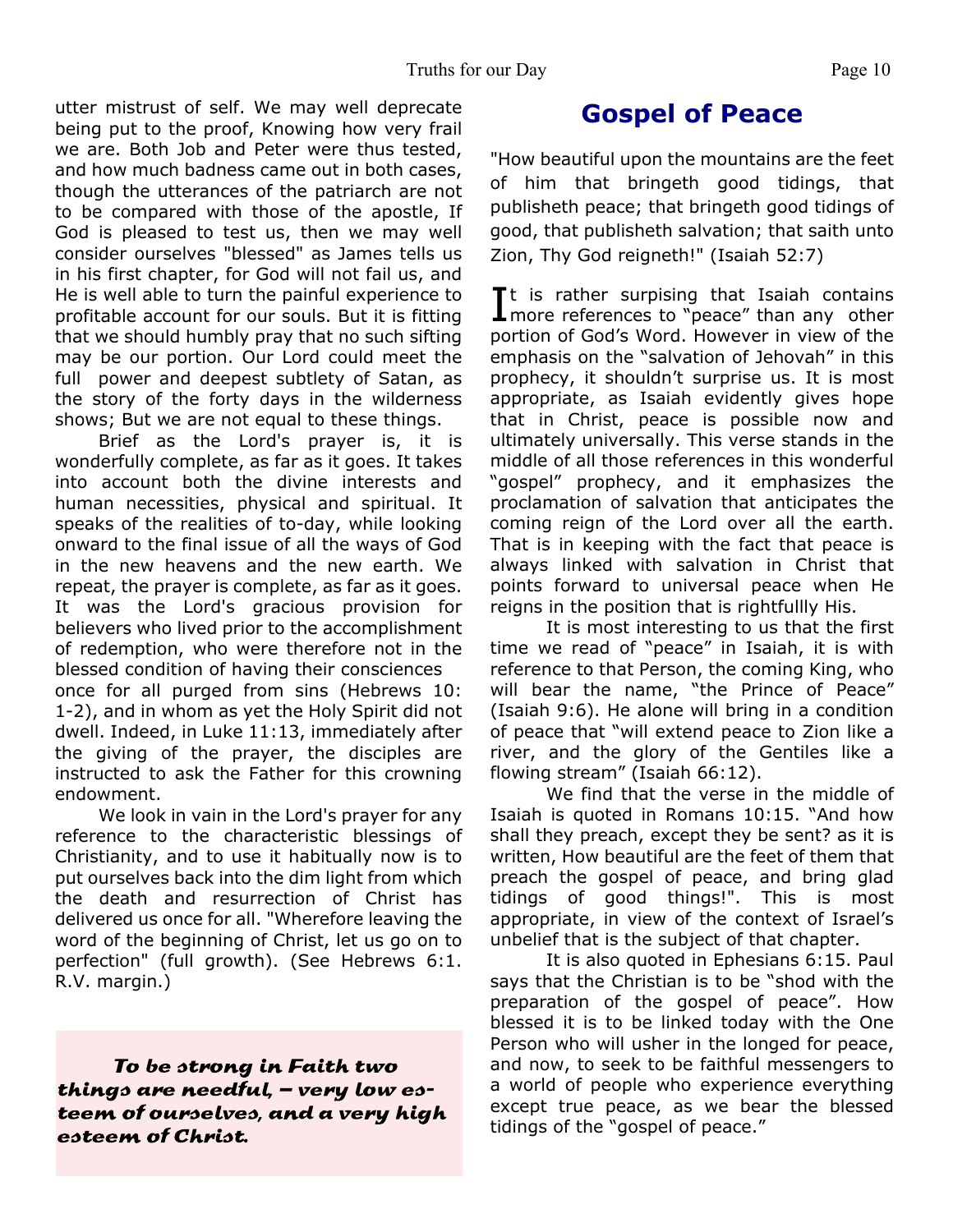utter mistrust of self. We may well deprecate being put to the proof, Knowing how very frail we are. Both Job and Peter were thus tested, and how much badness came out in both cases, though the utterances of the patriarch are not to be compared with those of the apostle, If God is pleased to test us, then we may well consider ourselves "blessed" as James tells us in his first chapter, for God will not fail us, and He is well able to turn the painful experience to profitable account for our souls. But it is fitting that we should humbly pray that no such sifting may be our portion. Our Lord could meet the full power and deepest subtlety of Satan, as the story of the forty days in the wilderness shows; But we are not equal to these things.

Brief as the Lord's prayer is, it is wonderfully complete, as far as it goes. It takes into account both the divine interests and human necessities, physical and spiritual. It speaks of the realities of to-day, while looking onward to the final issue of all the ways of God in the new heavens and the new earth. We repeat, the prayer is complete, as far as it goes. It was the Lord's gracious provision for believers who lived prior to the accomplishment of redemption, who were therefore not in the blessed condition of having their consciences once for all purged from sins (Hebrews 10: 1-2), and in whom as yet the Holy Spirit did not dwell. Indeed, in Luke 11:13, immediately after the giving of the prayer, the disciples are instructed to ask the Father for this crowning endowment.

We look in vain in the Lord's prayer for any reference to the characteristic blessings of Christianity, and to use it habitually now is to put ourselves back into the dim light from which the death and resurrection of Christ has delivered us once for all. "Wherefore leaving the word of the beginning of Christ, let us go on to perfection" (full growth). (See Hebrews 6:1. R.V. margin.)

*To be strong in Faith two things are needful, – very low esteem of ourselves, and a very high esteem of Christ.*

## Gospel of Peace

"How beautiful upon the mountains are the feet of him that bringeth good tidings, that publisheth peace; that bringeth good tidings of good, that publisheth salvation; that saith unto Zion, Thy God reigneth!" (Isaiah 52:7)

It is rather surpising that Isaiah contains more references to "peace" than any other portion of God's Word. However in view of the emphasis on the "salvation of Jehovah" in this prophecy, it shouldn't surprise us. It is most appropriate, as Isaiah evidently gives hope that in Christ, peace is possible now and ultimately universally. This verse stands in the middle of all those references in this wonderful "gospel" prophecy, and it emphasizes the proclamation of salvation that anticipates the coming reign of the Lord over all the earth. That is in keeping with the fact that peace is always linked with salvation in Christ that points forward to universal peace when He reigns in the position that is rightfullly His.

It is most interesting to us that the first time we read of "peace" in Isaiah, it is with reference to that Person, the coming King, who will bear the name, "the Prince of Peace" (Isaiah 9:6). He alone will bring in a condition of peace that "will extend peace to Zion like a river, and the glory of the Gentiles like a flowing stream" (Isaiah 66:12).

We find that the verse in the middle of Isaiah is quoted in Romans 10:15. "And how shall they preach, except they be sent? as it is written, How beautiful are the feet of them that preach the gospel of peace, and bring glad tidings of good things!". This is most appropriate, in view of the context of Israel's unbelief that is the subject of that chapter.

It is also quoted in Ephesians 6:15. Paul says that the Christian is to be "shod with the preparation of the gospel of peace". How blessed it is to be linked today with the One Person who will usher in the longed for peace, and now, to seek to be faithful messengers to a world of people who experience everything except true peace, as we bear the blessed tidings of the "gospel of peace."